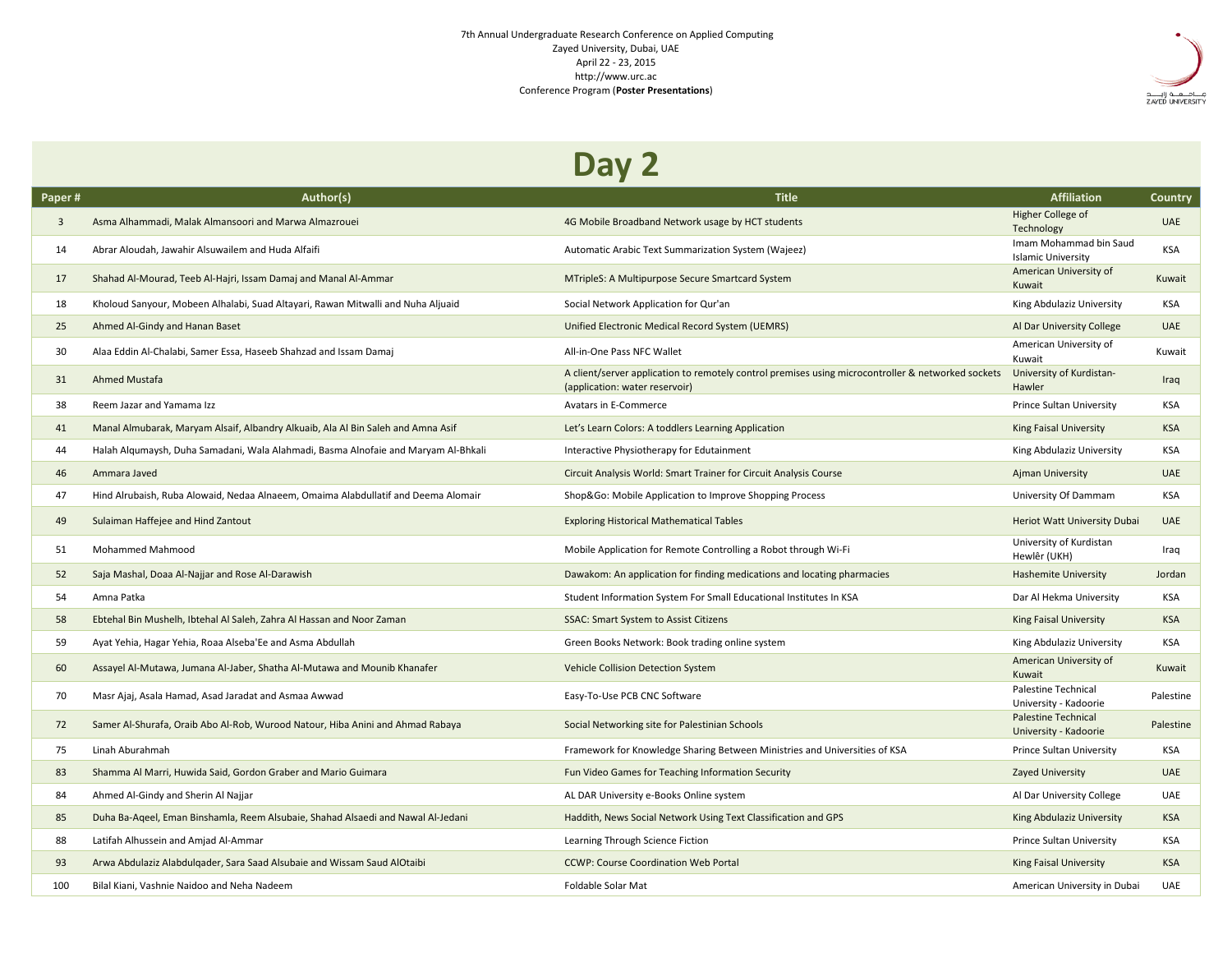7th Annual Undergraduate Research Conference on Applied Computing
Zayed University, Dubai, UAE
April 22 - 23, 2015
http://www.urc.ac
Conference Program (**Poster Presentations**)

# Day 2

| Paper # | Author(s) | Title | Affiliation | Country |
|---|---|---|---|---|
| 3 | Asma Alhammadi, Malak Almansoori and Marwa Almazrouei | 4G Mobile Broadband Network usage by HCT students | Higher College of Technology | UAE |
| 14 | Abrar Aloudah, Jawahir Alsuwailem and Huda Alfaifi | Automatic Arabic Text Summarization System (Wajeez) | Imam Mohammad bin Saud Islamic University | KSA |
| 17 | Shahad Al-Mourad, Teeb Al-Hajri, Issam Damaj and Manal Al-Ammar | MTripleS: A Multipurpose Secure Smartcard System | American University of Kuwait | Kuwait |
| 18 | Kholoud Sanyour, Mobeen Alhalabi, Suad Altayari, Rawan Mitwalli and Nuha Aljuaid | Social Network Application for Qur'an | King Abdulaziz University | KSA |
| 25 | Ahmed Al-Gindy and Hanan Baset | Unified Electronic Medical Record System (UEMRS) | Al Dar University College | UAE |
| 30 | Alaa Eddin Al-Chalabi, Samer Essa, Haseeb Shahzad and Issam Damaj | All-in-One Pass NFC Wallet | American University of Kuwait | Kuwait |
| 31 | Ahmed Mustafa | A client/server application to remotely control premises using microcontroller & networked sockets (application: water reservoir) | University of Kurdistan-Hawler | Iraq |
| 38 | Reem Jazar and Yamama Izz | Avatars in E-Commerce | Prince Sultan University | KSA |
| 41 | Manal Almubarak, Maryam Alsaif, Albandry Alkuaib, Ala Al Bin Saleh and Amna Asif | Let's Learn Colors: A toddlers Learning Application | King Faisal University | KSA |
| 44 | Halah Alqumaysh, Duha Samadani, Wala Alahmadi, Basma Alnofaie and Maryam Al-Bhkali | Interactive Physiotherapy for Edutainment | King Abdulaziz University | KSA |
| 46 | Ammara Javed | Circuit Analysis World: Smart Trainer for Circuit Analysis Course | Ajman University | UAE |
| 47 | Hind Alrubaish, Ruba Alowaid, Nedaa Alnaeem, Omaima Alabdullatif and Deema Alomair | Shop&Go: Mobile Application to Improve Shopping Process | University Of Dammam | KSA |
| 49 | Sulaiman Haffejee and Hind Zantout | Exploring Historical Mathematical Tables | Heriot Watt University Dubai | UAE |
| 51 | Mohammed Mahmood | Mobile Application for Remote Controlling a Robot through Wi-Fi | University of Kurdistan Hewlêr (UKH) | Iraq |
| 52 | Saja Mashal, Doaa Al-Najjar and Rose Al-Darawish | Dawakom: An application for finding medications and locating pharmacies | Hashemite University | Jordan |
| 54 | Amna Patka | Student Information System For Small Educational Institutes In KSA | Dar Al Hekma University | KSA |
| 58 | Ebtehal Bin Mushelh, Ibtehal Al Saleh, Zahra Al Hassan and Noor Zaman | SSAC: Smart System to Assist Citizens | King Faisal University | KSA |
| 59 | Ayat Yehia, Hagar Yehia, Roaa Alseba'Ee and Asma Abdullah | Green Books Network: Book trading online system | King Abdulaziz University | KSA |
| 60 | Assayel Al-Mutawa, Jumana Al-Jaber, Shatha Al-Mutawa and Mounib Khanafer | Vehicle Collision Detection System | American University of Kuwait | Kuwait |
| 70 | Masr Ajaj, Asala Hamad, Asad Jaradat and Asmaa Awwad | Easy-To-Use PCB CNC Software | Palestine Technical University - Kadoorie | Palestine |
| 72 | Samer Al-Shurafa, Oraib Abo Al-Rob, Wurood Natour, Hiba Anini and Ahmad Rabaya | Social Networking site for Palestinian Schools | Palestine Technical University - Kadoorie | Palestine |
| 75 | Linah Aburahmah | Framework for Knowledge Sharing Between Ministries and Universities of KSA | Prince Sultan University | KSA |
| 83 | Shamma Al Marri, Huwida Said, Gordon Graber and Mario Guimara | Fun Video Games for Teaching Information Security | Zayed University | UAE |
| 84 | Ahmed Al-Gindy and Sherin Al Najjar | AL DAR University e-Books Online system | Al Dar University College | UAE |
| 85 | Duha Ba-Aqeel, Eman Binshamla, Reem Alsubaie, Shahad Alsaedi and Nawal Al-Jedani | Haddith, News Social Network Using Text Classification and GPS | King Abdulaziz University | KSA |
| 88 | Latifah Alhussein and Amjad Al-Ammar | Learning Through Science Fiction | Prince Sultan University | KSA |
| 93 | Arwa Abdulaziz Alabdulqader, Sara Saad Alsubaie and Wissam Saud AlOtaibi | CCWP: Course Coordination Web Portal | King Faisal University | KSA |
| 100 | Bilal Kiani, Vashnie Naidoo and Neha Nadeem | Foldable Solar Mat | American University in Dubai | UAE |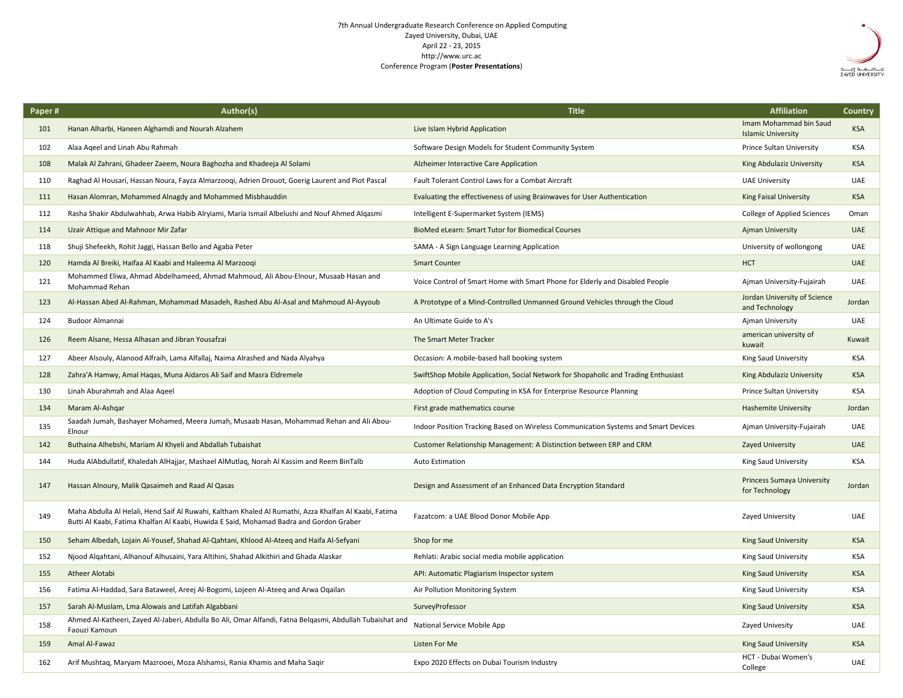7th Annual Undergraduate Research Conference on Applied Computing
Zayed University, Dubai, UAE
April 22 - 23, 2015
http://www.urc.ac
Conference Program (**Poster Presentations**)

| Paper # | Author(s) | Title | Affiliation | Country |
|---|---|---|---|---|
| 101 | Hanan Alharbi, Haneen Alghamdi and Nourah Alzahem | Live Islam Hybrid Application | Imam Mohammad bin Saud Islamic University | KSA |
| 102 | Alaa Aqeel and Linah Abu Rahmah | Software Design Models for Student Community System | Prince Sultan University | KSA |
| 108 | Malak Al Zahrani, Ghadeer Zaeem, Noura Baghozha and Khadeeja Al Solami | Alzheimer Interactive Care Application | King Abdulaziz University | KSA |
| 110 | Raghad Al Housari, Hassan Noura, Fayza Almarzooqi, Adrien Drouot, Goerig Laurent and Piot Pascal | Fault Tolerant Control Laws for a Combat Aircraft | UAE University | UAE |
| 111 | Hasan Alomran, Mohammed Alnagdy and Mohammed Misbhauddin | Evaluating the effectiveness of using Brainwaves for User Authentication | King Faisal University | KSA |
| 112 | Rasha Shakir Abdulwahhab, Arwa Habib Alryiami, Maria Ismail Albelushi and Nouf Ahmed Alqasmi | Intelligent E-Supermarket System (IEMS) | College of Applied Sciences | Oman |
| 114 | Uzair Attique and Mahnoor Mir Zafar | BioMed eLearn: Smart Tutor for Biomedical Courses | Ajman University | UAE |
| 118 | Shuji Shefeekh, Rohit Jaggi, Hassan Bello and Agaba Peter | SAMA - A Sign Language Learning Application | University of wollongong | UAE |
| 120 | Hamda Al Breiki, Haifaa Al Kaabi and Haleema Al Marzooqi | Smart Counter | HCT | UAE |
| 121 | Mohammed Eliwa, Ahmad Abdelhameed, Ahmad Mahmoud, Ali Abou-Elnour, Musaab Hasan and Mohammad Rehan | Voice Control of Smart Home with Smart Phone for Elderly and Disabled People | Ajman University-Fujairah | UAE |
| 123 | Al-Hassan Abed Al-Rahman, Mohammad Masadeh, Rashed Abu Al-Asal and Mahmoud Al-Ayyoub | A Prototype of a Mind-Controlled Unmanned Ground Vehicles through the Cloud | Jordan University of Science and Technology | Jordan |
| 124 | Budoor Almannai | An Ultimate Guide to A's | Ajman University | UAE |
| 126 | Reem Alsane, Hessa Alhasan and Jibran Yousafzai | The Smart Meter Tracker | american university of kuwait | Kuwait |
| 127 | Abeer Alsouly, Alanood Alfraih, Lama Alfallaj, Naima Alrashed and Nada Alyahya | Occasion: A mobile-based hall booking system | King Saud University | KSA |
| 128 | Zahra'A Hamwy, Amal Haqas, Muna Aidaros Ali Saif and Masra Eldremele | SwiftShop Mobile Application, Social Network for Shopaholic and Trading Enthusiast | King Abdulaziz University | KSA |
| 130 | Linah Aburahmah and Alaa Aqeel | Adoption of Cloud Computing in KSA for Enterprise Resource Planning | Prince Sultan University | KSA |
| 134 | Maram Al-Ashqar | First grade mathematics course | Hashemite University | Jordan |
| 135 | Saadah Jumah, Bashayer Mohamed, Meera Jumah, Musaab Hasan, Mohammad Rehan and Ali Abou-Elnour | Indoor Position Tracking Based on Wireless Communication Systems and Smart Devices | Ajman University-Fujairah | UAE |
| 142 | Buthaina Alhebshi, Mariam Al Khyeli and Abdallah Tubaishat | Customer Relationship Management: A Distinction between ERP and CRM | Zayed University | UAE |
| 144 | Huda AlAbdullatif, Khaledah AlHajjar, Mashael AlMutlaq, Norah Al Kassim and Reem BinTalb | Auto Estimation | King Saud University | KSA |
| 147 | Hassan Alnoury, Malik Qasaimeh and Raad Al Qasas | Design and Assessment of an Enhanced Data Encryption Standard | Princess Sumaya University for Technology | Jordan |
| 149 | Maha Abdulla Al Helali, Hend Saif Al Ruwahi, Kaltham Khaled Al Rumathi, Azza Khalfan Al Kaabi, Fatima Butti Al Kaabi, Fatima Khalfan Al Kaabi, Huwida E Said, Mohamad Badra and Gordon Graber | Fazatcom: a UAE Blood Donor Mobile App | Zayed University | UAE |
| 150 | Seham Albedah, Lojain Al-Yousef, Shahad Al-Qahtani, Khlood Al-Ateeq and Haifa Al-Sefyani | Shop for me | King Saud University | KSA |
| 152 | Njood Alqahtani, Alhanouf Alhusaini, Yara Altihini, Shahad Alkithiri and Ghada Alaskar | Rehlati: Arabic social media mobile application | King Saud University | KSA |
| 155 | Atheer Alotabi | API: Automatic Plagiarism Inspector system | King Saud University | KSA |
| 156 | Fatima Al-Haddad, Sara Bataweel, Areej Al-Bogomi, Lojeen Al-Ateeq and Arwa Oqailan | Air Pollution Monitoring System | King Saud University | KSA |
| 157 | Sarah Al-Muslam, Lma Alowais and Latifah Algabbani | SurveyProfessor | King Saud University | KSA |
| 158 | Ahmed Al-Katheeri, Zayed Al-Jaberi, Abdulla Bo Ali, Omar Alfandi, Fatna Belqasmi, Abdullah Tubaishat and Faouzi Kamoun | National Service Mobile App | Zayed Univesity | UAE |
| 159 | Amal Al-Fawaz | Listen For Me | King Saud University | KSA |
| 162 | Arif Mushtaq, Maryam Mazrooei, Moza Alshamsi, Rania Khamis and Maha Saqir | Expo 2020 Effects on Dubai Tourism Industry | HCT - Dubai Women's College | UAE |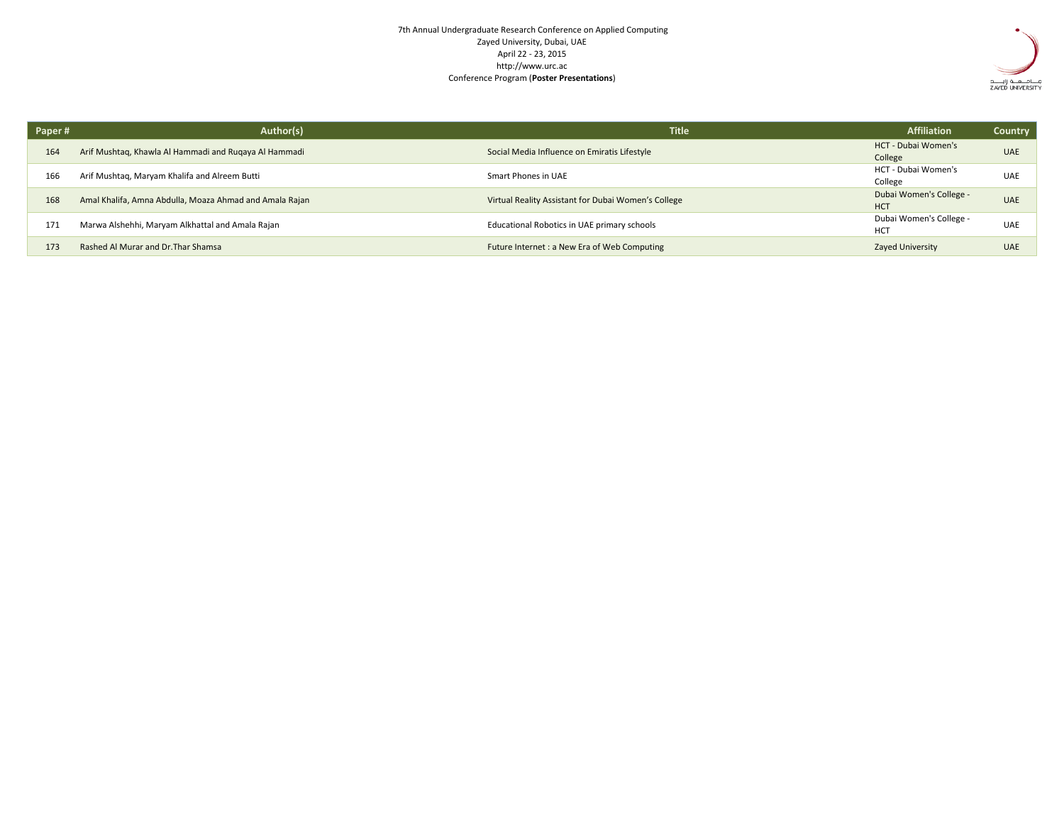| Paper # | Author(s) | Title | Affiliation | Country |
|---|---|---|---|---|
| 164 | Arif Mushtaq, Khawla Al Hammadi and Ruqaya Al Hammadi | Social Media Influence on Emiratis Lifestyle | HCT - Dubai Women's College | UAE |
| 166 | Arif Mushtaq, Maryam Khalifa and Alreem Butti | Smart Phones in UAE | HCT - Dubai Women's College | UAE |
| 168 | Amal Khalifa, Amna Abdulla, Moaza Ahmad and Amala Rajan | Virtual Reality Assistant for Dubai Women's College | Dubai Women's College - HCT | UAE |
| 171 | Marwa Alshehhi, Maryam Alkhattal and Amala Rajan | Educational Robotics in UAE primary schools | Dubai Women's College - HCT | UAE |
| 173 | Rashed Al Murar and Dr.Thar Shamsa | Future Internet : a New Era of Web Computing | Zayed University | UAE |